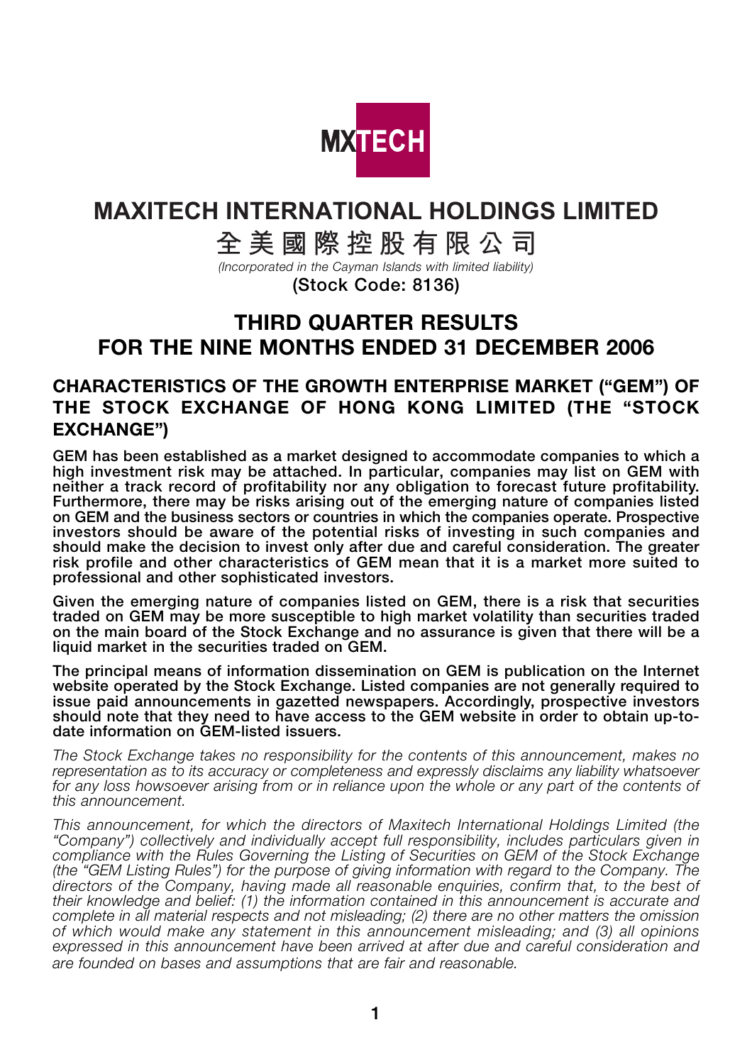MXTECH

# MAXITECH INTERNATIONAL HOLDINGS LIMITED

# 全美國際控股有限公司

*(Incorporated in the Cayman Islands with limited liability)*

**(Stock Code: 8136)**

# THIRD QUARTER RESULTS FOR THE NINE MONTHS ENDED 31 DECEMBER 2006

## CHARACTERISTICS OF THE GROWTH ENTERPRISE MARKET ("GEM") OF THE STOCK EXCHANGE OF HONG KONG LIMITED (THE "STOCK EXCHANGE")

**GEM has been established as a market designed to accommodate companies to which a high investment risk may be attached. In particular, companies may list on GEM with neither a track record of profitability nor any obligation to forecast future profitability. Furthermore, there may be risks arising out of the emerging nature of companies listed on GEM and the business sectors or countries in which the companies operate. Prospective investors should be aware of the potential risks of investing in such companies and should make the decision to invest only after due and careful consideration. The greater risk profile and other characteristics of GEM mean that it is a market more suited to professional and other sophisticated investors.**

**Given the emerging nature of companies listed on GEM, there is a risk that securities traded on GEM may be more susceptible to high market volatility than securities traded on the main board of the Stock Exchange and no assurance is given that there will be a liquid market in the securities traded on GEM.**

**The principal means of information dissemination on GEM is publication on the Internet website operated by the Stock Exchange. Listed companies are not generally required to issue paid announcements in gazetted newspapers. Accordingly, prospective investors should note that they need to have access to the GEM website in order to obtain up-to-date information on GEM-listed issuers.**

*The Stock Exchange takes no responsibility for the contents of this announcement, makes no representation as to its accuracy or completeness and expressly disclaims any liability whatsoever for any loss howsoever arising from or in reliance upon the whole or any part of the contents of this announcement.*

*This announcement, for which the directors of Maxitech International Holdings Limited (the "Company") collectively and individually accept full responsibility, includes particulars given in compliance with the Rules Governing the Listing of Securities on GEM of the Stock Exchange (the "GEM Listing Rules") for the purpose of giving information with regard to the Company. The directors of the Company, having made all reasonable enquiries, confirm that, to the best of their knowledge and belief: (1) the information contained in this announcement is accurate and complete in all material respects and not misleading; (2) there are no other matters the omission of which would make any statement in this announcement misleading; and (3) all opinions expressed in this announcement have been arrived at after due and careful consideration and are founded on bases and assumptions that are fair and reasonable.*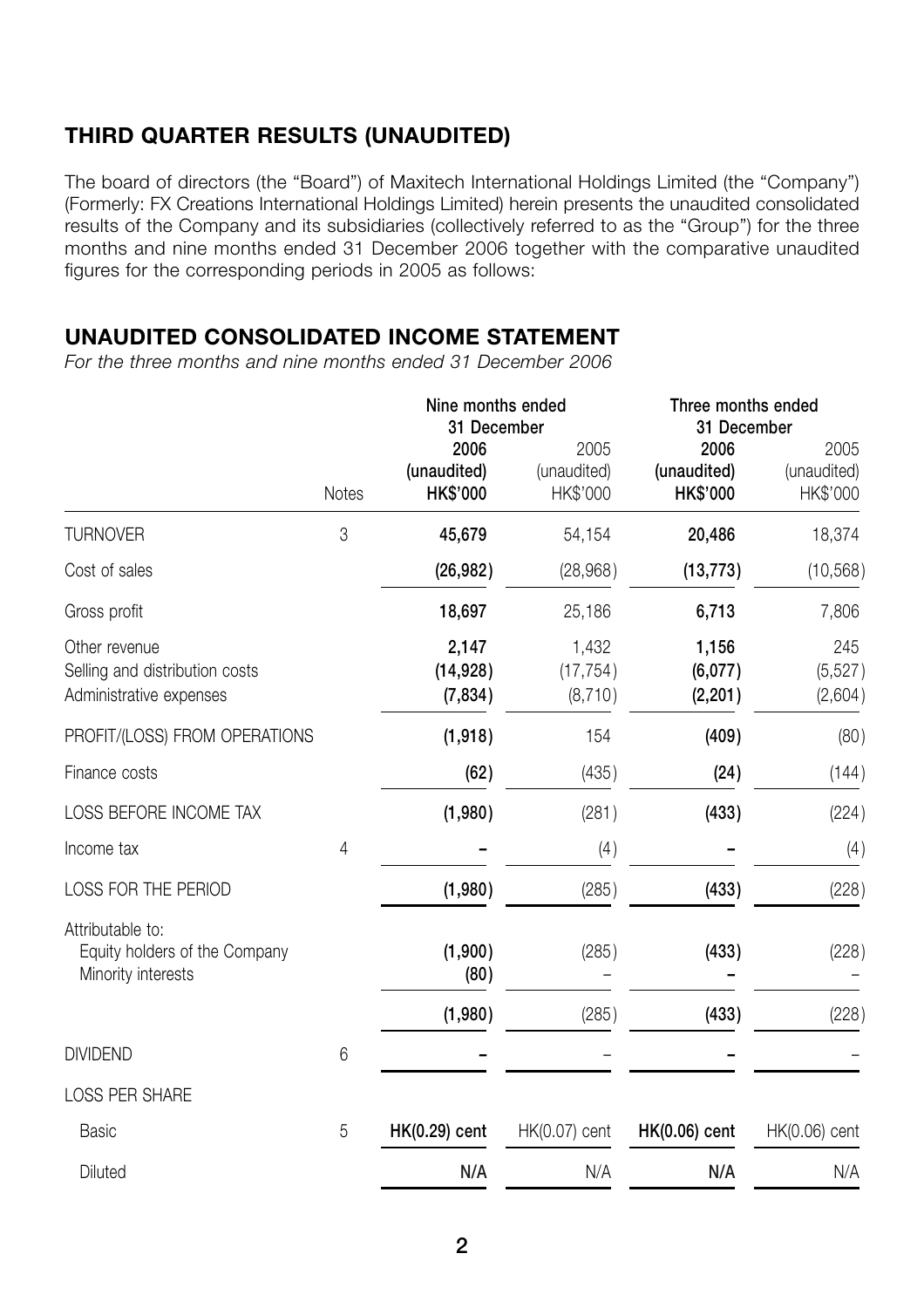## THIRD QUARTER RESULTS (UNAUDITED)

The board of directors (the "Board") of Maxitech International Holdings Limited (the "Company") (Formerly: FX Creations International Holdings Limited) herein presents the unaudited consolidated results of the Company and its subsidiaries (collectively referred to as the "Group") for the three months and nine months ended 31 December 2006 together with the comparative unaudited figures for the corresponding periods in 2005 as follows:

## UNAUDITED CONSOLIDATED INCOME STATEMENT

*For the three months and nine months ended 31 December 2006*

| | Notes | Nine months ended 31 December | | Three months ended 31 December | |
|---|---|---|---|---|---|
| | | **2006 (unaudited) HK$'000** | 2005 (unaudited) HK$'000 | **2006 (unaudited) HK$'000** | 2005 (unaudited) HK$'000 |
| TURNOVER | 3 | **45,679** | 54,154 | **20,486** | 18,374 |
| Cost of sales | | **(26,982)** | (28,968) | **(13,773)** | (10,568) |
| Gross profit | | **18,697** | 25,186 | **6,713** | 7,806 |
| Other revenue | | **2,147** | 1,432 | **1,156** | 245 |
| Selling and distribution costs | | **(14,928)** | (17,754) | **(6,077)** | (5,527) |
| Administrative expenses | | **(7,834)** | (8,710) | **(2,201)** | (2,604) |
| PROFIT/(LOSS) FROM OPERATIONS | | **(1,918)** | 154 | **(409)** | (80) |
| Finance costs | | **(62)** | (435) | **(24)** | (144) |
| LOSS BEFORE INCOME TAX | | **(1,980)** | (281) | **(433)** | (224) |
| Income tax | 4 | **–** | (4) | **–** | (4) |
| LOSS FOR THE PERIOD | | **(1,980)** | (285) | **(433)** | (228) |
| Attributable to: | | | | | |
| Equity holders of the Company | | **(1,900)** | (285) | **(433)** | (228) |
| Minority interests | | **(80)** | – | **–** | – |
| | | **(1,980)** | (285) | **(433)** | (228) |
| DIVIDEND | 6 | **–** | – | **–** | – |
| LOSS PER SHARE | | | | | |
| Basic | 5 | **HK(0.29) cent** | HK(0.07) cent | **HK(0.06) cent** | HK(0.06) cent |
| Diluted | | **N/A** | N/A | **N/A** | N/A |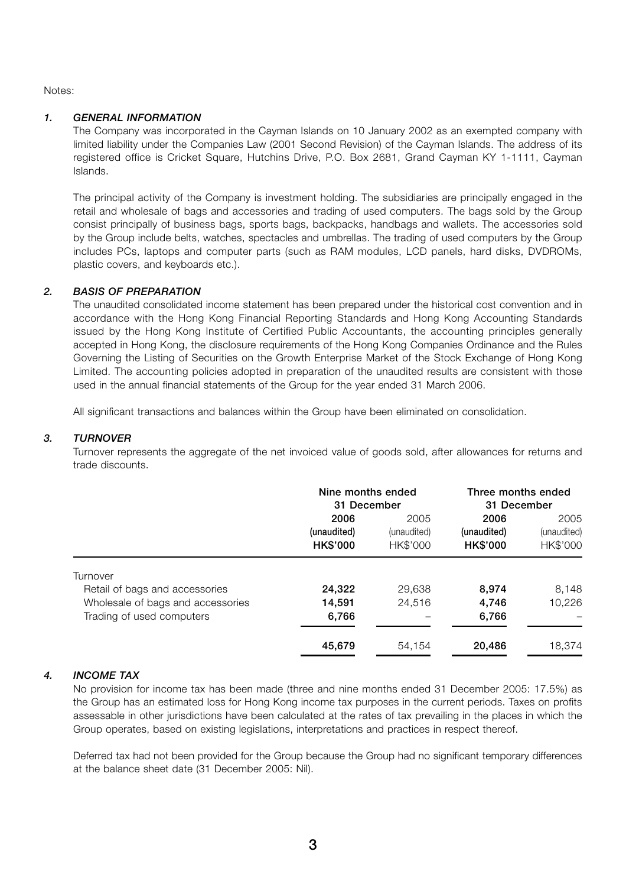Notes:

## 1. *GENERAL INFORMATION*

The Company was incorporated in the Cayman Islands on 10 January 2002 as an exempted company with limited liability under the Companies Law (2001 Second Revision) of the Cayman Islands. The address of its registered office is Cricket Square, Hutchins Drive, P.O. Box 2681, Grand Cayman KY 1-1111, Cayman Islands.

The principal activity of the Company is investment holding. The subsidiaries are principally engaged in the retail and wholesale of bags and accessories and trading of used computers. The bags sold by the Group consist principally of business bags, sports bags, backpacks, handbags and wallets. The accessories sold by the Group include belts, watches, spectacles and umbrellas. The trading of used computers by the Group includes PCs, laptops and computer parts (such as RAM modules, LCD panels, hard disks, DVDROMs, plastic covers, and keyboards etc.).

## 2. *BASIS OF PREPARATION*

The unaudited consolidated income statement has been prepared under the historical cost convention and in accordance with the Hong Kong Financial Reporting Standards and Hong Kong Accounting Standards issued by the Hong Kong Institute of Certified Public Accountants, the accounting principles generally accepted in Hong Kong, the disclosure requirements of the Hong Kong Companies Ordinance and the Rules Governing the Listing of Securities on the Growth Enterprise Market of the Stock Exchange of Hong Kong Limited. The accounting policies adopted in preparation of the unaudited results are consistent with those used in the annual financial statements of the Group for the year ended 31 March 2006.

All significant transactions and balances within the Group have been eliminated on consolidation.

## 3. *TURNOVER*

Turnover represents the aggregate of the net invoiced value of goods sold, after allowances for returns and trade discounts.

| | Nine months ended 31 December | | Three months ended 31 December | |
|---|---|---|---|---|
| | **2006** | 2005 | **2006** | 2005 |
| | **(unaudited)** | (unaudited) | **(unaudited)** | (unaudited) |
| | **HK$'000** | HK$'000 | **HK$'000** | HK$'000 |
| Turnover | | | | |
| Retail of bags and accessories | **24,322** | 29,638 | **8,974** | 8,148 |
| Wholesale of bags and accessories | **14,591** | 24,516 | **4,746** | 10,226 |
| Trading of used computers | **6,766** | – | **6,766** | – |
| | **45,679** | 54,154 | **20,486** | 18,374 |

## 4. *INCOME TAX*

No provision for income tax has been made (three and nine months ended 31 December 2005: 17.5%) as the Group has an estimated loss for Hong Kong income tax purposes in the current periods. Taxes on profits assessable in other jurisdictions have been calculated at the rates of tax prevailing in the places in which the Group operates, based on existing legislations, interpretations and practices in respect thereof.

Deferred tax had not been provided for the Group because the Group had no significant temporary differences at the balance sheet date (31 December 2005: Nil).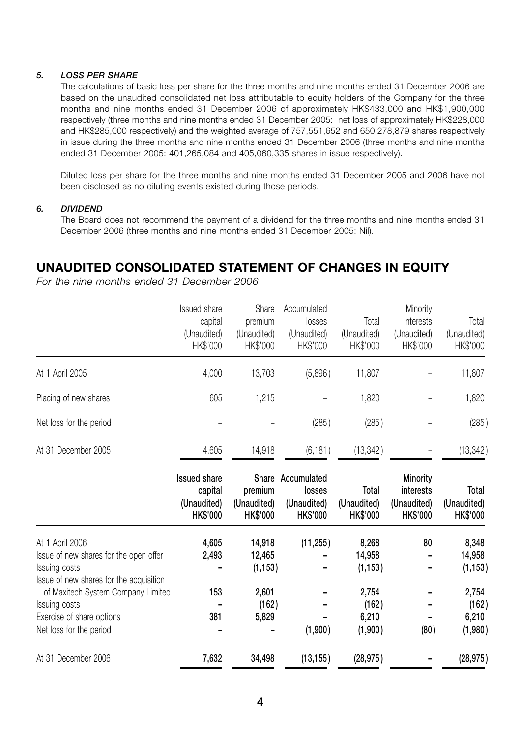#### *5. LOSS PER SHARE*

The calculations of basic loss per share for the three months and nine months ended 31 December 2006 are based on the unaudited consolidated net loss attributable to equity holders of the Company for the three months and nine months ended 31 December 2006 of approximately HK$433,000 and HK$1,900,000 respectively (three months and nine months ended 31 December 2005: net loss of approximately HK$228,000 and HK$285,000 respectively) and the weighted average of 757,551,652 and 650,278,879 shares respectively in issue during the three months and nine months ended 31 December 2006 (three months and nine months ended 31 December 2005: 401,265,084 and 405,060,335 shares in issue respectively).

Diluted loss per share for the three months and nine months ended 31 December 2005 and 2006 have not been disclosed as no diluting events existed during those periods.

#### *6. DIVIDEND*

The Board does not recommend the payment of a dividend for the three months and nine months ended 31 December 2006 (three months and nine months ended 31 December 2005: Nil).

## UNAUDITED CONSOLIDATED STATEMENT OF CHANGES IN EQUITY

*For the nine months ended 31 December 2006*

| | Issued share capital (Unaudited) HK$'000 | Share premium (Unaudited) HK$'000 | Accumulated losses (Unaudited) HK$'000 | Total (Unaudited) HK$'000 | Minority interests (Unaudited) HK$'000 | Total (Unaudited) HK$'000 |
|---|---|---|---|---|---|---|
| At 1 April 2005 | 4,000 | 13,703 | (5,896) | 11,807 | – | 11,807 |
| Placing of new shares | 605 | 1,215 | – | 1,820 | – | 1,820 |
| Net loss for the period | – | – | (285) | (285) | – | (285) |
| At 31 December 2005 | 4,605 | 14,918 | (6,181) | (13,342) | – | (13,342) |

| | **Issued share capital (Unaudited) HK$'000** | **Share premium (Unaudited) HK$'000** | **Accumulated losses (Unaudited) HK$'000** | **Total (Unaudited) HK$'000** | **Minority interests (Unaudited) HK$'000** | **Total (Unaudited) HK$'000** |
|---|---|---|---|---|---|---|
| At 1 April 2006 | **4,605** | **14,918** | **(11,255)** | **8,268** | **80** | **8,348** |
| Issue of new shares for the open offer | **2,493** | **12,465** | **–** | **14,958** | **–** | **14,958** |
| Issuing costs | **–** | **(1,153)** | **–** | **(1,153)** | **–** | **(1,153)** |
| Issue of new shares for the acquisition of Maxitech System Company Limited | **153** | **2,601** | **–** | **2,754** | **–** | **2,754** |
| Issuing costs | **–** | **(162)** | **–** | **(162)** | **–** | **(162)** |
| Exercise of share options | **381** | **5,829** | **–** | **6,210** | **–** | **6,210** |
| Net loss for the period | **–** | **–** | **(1,900)** | **(1,900)** | **(80)** | **(1,980)** |
| At 31 December 2006 | **7,632** | **34,498** | **(13,155)** | **(28,975)** | **–** | **(28,975)** |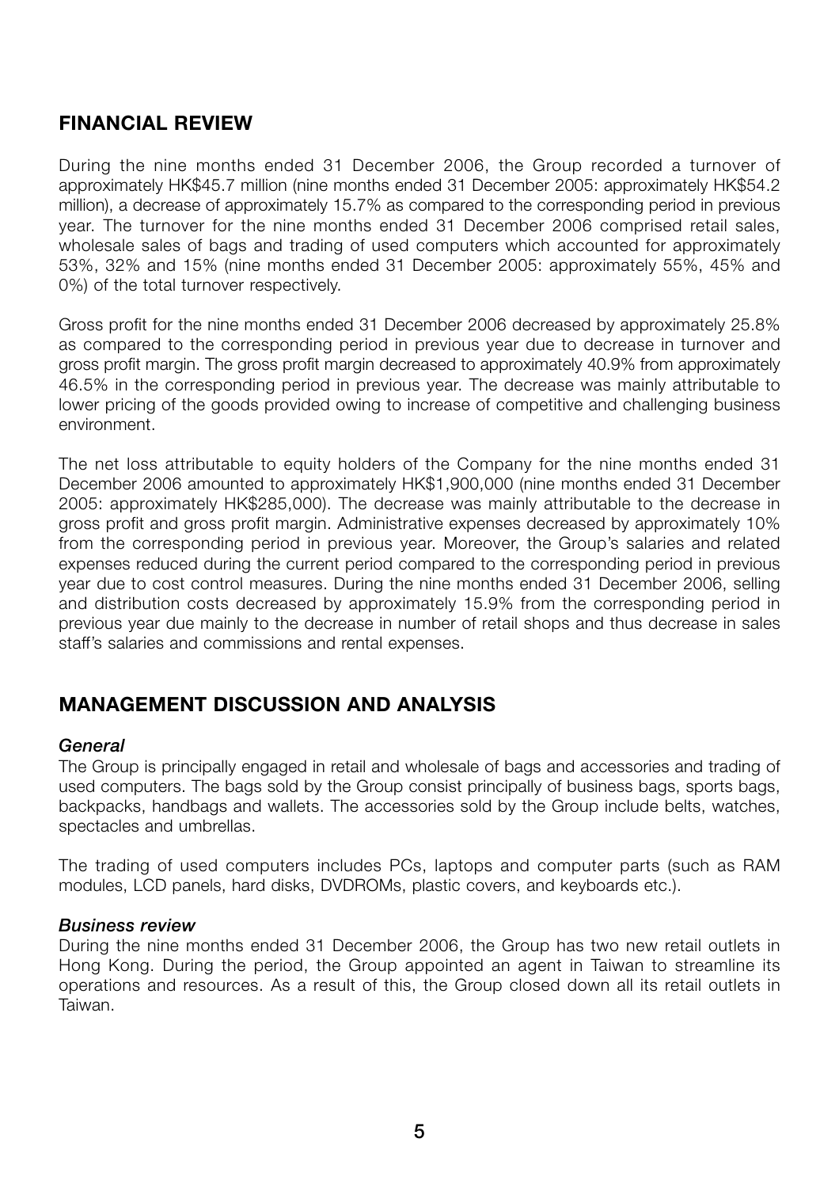## FINANCIAL REVIEW

During the nine months ended 31 December 2006, the Group recorded a turnover of approximately HK$45.7 million (nine months ended 31 December 2005: approximately HK$54.2 million), a decrease of approximately 15.7% as compared to the corresponding period in previous year. The turnover for the nine months ended 31 December 2006 comprised retail sales, wholesale sales of bags and trading of used computers which accounted for approximately 53%, 32% and 15% (nine months ended 31 December 2005: approximately 55%, 45% and 0%) of the total turnover respectively.

Gross profit for the nine months ended 31 December 2006 decreased by approximately 25.8% as compared to the corresponding period in previous year due to decrease in turnover and gross profit margin. The gross profit margin decreased to approximately 40.9% from approximately 46.5% in the corresponding period in previous year. The decrease was mainly attributable to lower pricing of the goods provided owing to increase of competitive and challenging business environment.

The net loss attributable to equity holders of the Company for the nine months ended 31 December 2006 amounted to approximately HK$1,900,000 (nine months ended 31 December 2005: approximately HK$285,000). The decrease was mainly attributable to the decrease in gross profit and gross profit margin. Administrative expenses decreased by approximately 10% from the corresponding period in previous year. Moreover, the Group's salaries and related expenses reduced during the current period compared to the corresponding period in previous year due to cost control measures. During the nine months ended 31 December 2006, selling and distribution costs decreased by approximately 15.9% from the corresponding period in previous year due mainly to the decrease in number of retail shops and thus decrease in sales staff's salaries and commissions and rental expenses.

## MANAGEMENT DISCUSSION AND ANALYSIS

### *General*

The Group is principally engaged in retail and wholesale of bags and accessories and trading of used computers. The bags sold by the Group consist principally of business bags, sports bags, backpacks, handbags and wallets. The accessories sold by the Group include belts, watches, spectacles and umbrellas.

The trading of used computers includes PCs, laptops and computer parts (such as RAM modules, LCD panels, hard disks, DVDROMs, plastic covers, and keyboards etc.).

### *Business review*

During the nine months ended 31 December 2006, the Group has two new retail outlets in Hong Kong. During the period, the Group appointed an agent in Taiwan to streamline its operations and resources. As a result of this, the Group closed down all its retail outlets in Taiwan.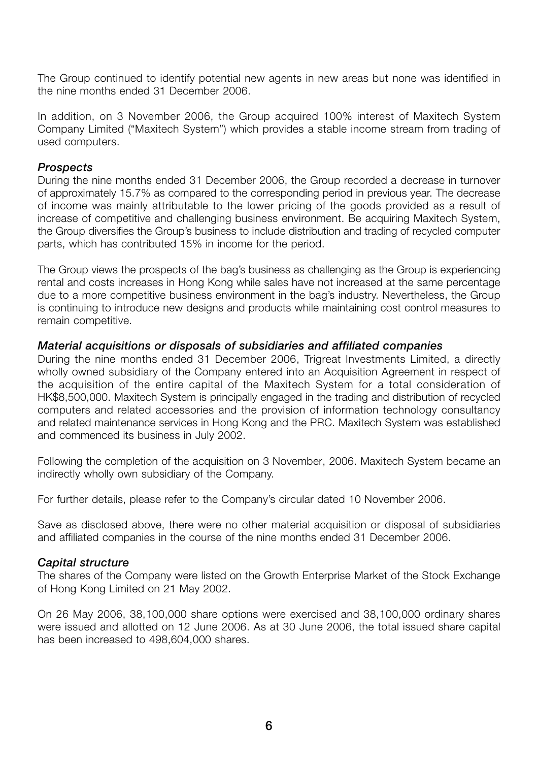The Group continued to identify potential new agents in new areas but none was identified in the nine months ended 31 December 2006.

In addition, on 3 November 2006, the Group acquired 100% interest of Maxitech System Company Limited ("Maxitech System") which provides a stable income stream from trading of used computers.

### *Prospects*

During the nine months ended 31 December 2006, the Group recorded a decrease in turnover of approximately 15.7% as compared to the corresponding period in previous year. The decrease of income was mainly attributable to the lower pricing of the goods provided as a result of increase of competitive and challenging business environment. Be acquiring Maxitech System, the Group diversifies the Group's business to include distribution and trading of recycled computer parts, which has contributed 15% in income for the period.

The Group views the prospects of the bag's business as challenging as the Group is experiencing rental and costs increases in Hong Kong while sales have not increased at the same percentage due to a more competitive business environment in the bag's industry. Nevertheless, the Group is continuing to introduce new designs and products while maintaining cost control measures to remain competitive.

### *Material acquisitions or disposals of subsidiaries and affiliated companies*

During the nine months ended 31 December 2006, Trigreat Investments Limited, a directly wholly owned subsidiary of the Company entered into an Acquisition Agreement in respect of the acquisition of the entire capital of the Maxitech System for a total consideration of HK$8,500,000. Maxitech System is principally engaged in the trading and distribution of recycled computers and related accessories and the provision of information technology consultancy and related maintenance services in Hong Kong and the PRC. Maxitech System was established and commenced its business in July 2002.

Following the completion of the acquisition on 3 November, 2006. Maxitech System became an indirectly wholly own subsidiary of the Company.

For further details, please refer to the Company's circular dated 10 November 2006.

Save as disclosed above, there were no other material acquisition or disposal of subsidiaries and affiliated companies in the course of the nine months ended 31 December 2006.

### *Capital structure*

The shares of the Company were listed on the Growth Enterprise Market of the Stock Exchange of Hong Kong Limited on 21 May 2002.

On 26 May 2006, 38,100,000 share options were exercised and 38,100,000 ordinary shares were issued and allotted on 12 June 2006. As at 30 June 2006, the total issued share capital has been increased to 498,604,000 shares.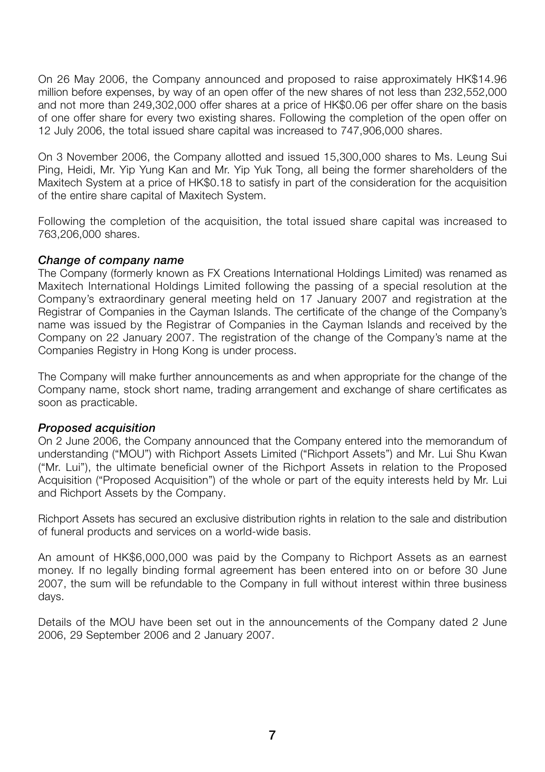On 26 May 2006, the Company announced and proposed to raise approximately HK$14.96 million before expenses, by way of an open offer of the new shares of not less than 232,552,000 and not more than 249,302,000 offer shares at a price of HK$0.06 per offer share on the basis of one offer share for every two existing shares. Following the completion of the open offer on 12 July 2006, the total issued share capital was increased to 747,906,000 shares.

On 3 November 2006, the Company allotted and issued 15,300,000 shares to Ms. Leung Sui Ping, Heidi, Mr. Yip Yung Kan and Mr. Yip Yuk Tong, all being the former shareholders of the Maxitech System at a price of HK$0.18 to satisfy in part of the consideration for the acquisition of the entire share capital of Maxitech System.

Following the completion of the acquisition, the total issued share capital was increased to 763,206,000 shares.

### *Change of company name*

The Company (formerly known as FX Creations International Holdings Limited) was renamed as Maxitech International Holdings Limited following the passing of a special resolution at the Company's extraordinary general meeting held on 17 January 2007 and registration at the Registrar of Companies in the Cayman Islands. The certificate of the change of the Company's name was issued by the Registrar of Companies in the Cayman Islands and received by the Company on 22 January 2007. The registration of the change of the Company's name at the Companies Registry in Hong Kong is under process.

The Company will make further announcements as and when appropriate for the change of the Company name, stock short name, trading arrangement and exchange of share certificates as soon as practicable.

### *Proposed acquisition*

On 2 June 2006, the Company announced that the Company entered into the memorandum of understanding ("MOU") with Richport Assets Limited ("Richport Assets") and Mr. Lui Shu Kwan ("Mr. Lui"), the ultimate beneficial owner of the Richport Assets in relation to the Proposed Acquisition ("Proposed Acquisition") of the whole or part of the equity interests held by Mr. Lui and Richport Assets by the Company.

Richport Assets has secured an exclusive distribution rights in relation to the sale and distribution of funeral products and services on a world-wide basis.

An amount of HK$6,000,000 was paid by the Company to Richport Assets as an earnest money. If no legally binding formal agreement has been entered into on or before 30 June 2007, the sum will be refundable to the Company in full without interest within three business days.

Details of the MOU have been set out in the announcements of the Company dated 2 June 2006, 29 September 2006 and 2 January 2007.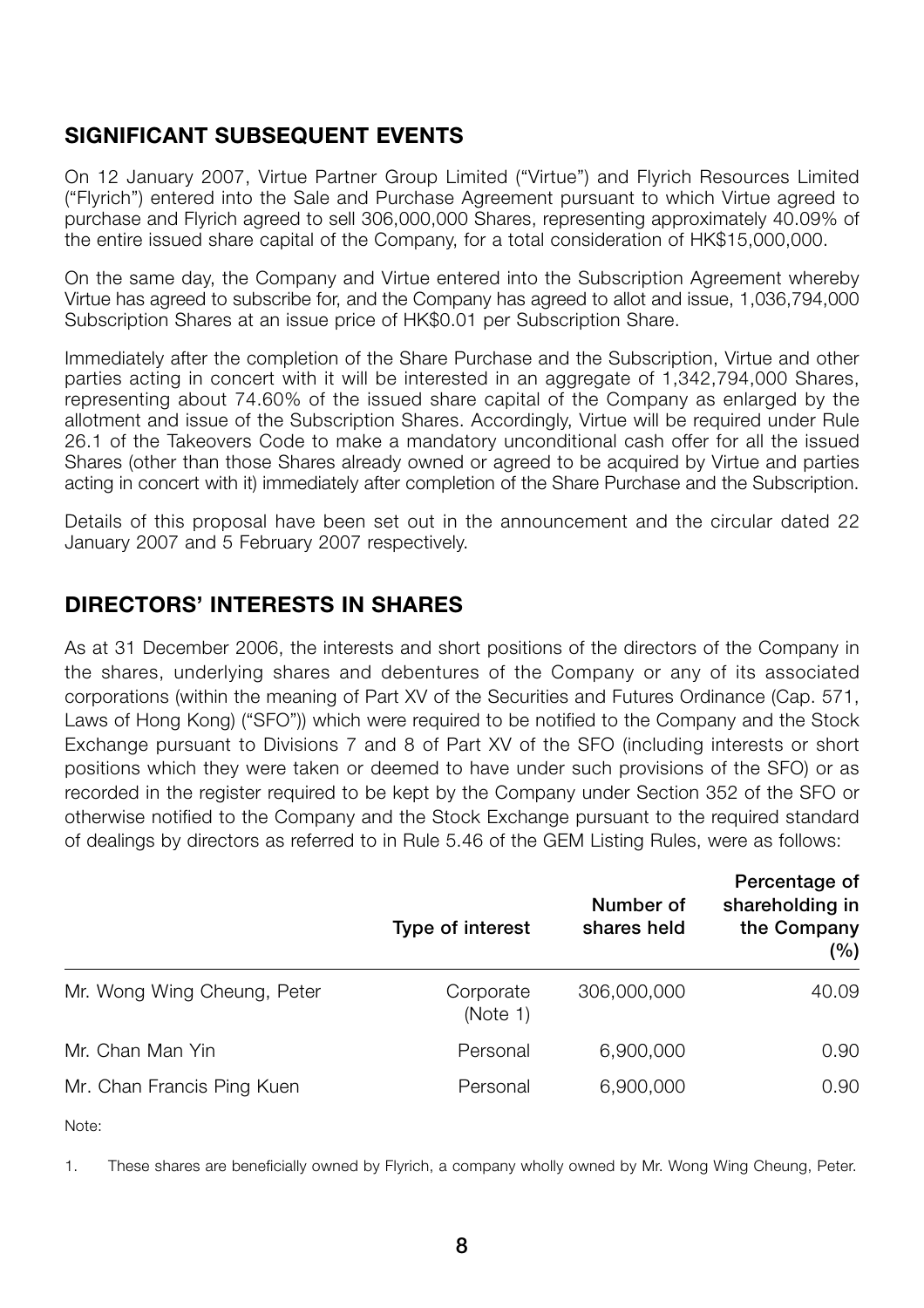## SIGNIFICANT SUBSEQUENT EVENTS

On 12 January 2007, Virtue Partner Group Limited ("Virtue") and Flyrich Resources Limited ("Flyrich") entered into the Sale and Purchase Agreement pursuant to which Virtue agreed to purchase and Flyrich agreed to sell 306,000,000 Shares, representing approximately 40.09% of the entire issued share capital of the Company, for a total consideration of HK$15,000,000.

On the same day, the Company and Virtue entered into the Subscription Agreement whereby Virtue has agreed to subscribe for, and the Company has agreed to allot and issue, 1,036,794,000 Subscription Shares at an issue price of HK$0.01 per Subscription Share.

Immediately after the completion of the Share Purchase and the Subscription, Virtue and other parties acting in concert with it will be interested in an aggregate of 1,342,794,000 Shares, representing about 74.60% of the issued share capital of the Company as enlarged by the allotment and issue of the Subscription Shares. Accordingly, Virtue will be required under Rule 26.1 of the Takeovers Code to make a mandatory unconditional cash offer for all the issued Shares (other than those Shares already owned or agreed to be acquired by Virtue and parties acting in concert with it) immediately after completion of the Share Purchase and the Subscription.

Details of this proposal have been set out in the announcement and the circular dated 22 January 2007 and 5 February 2007 respectively.

## DIRECTORS' INTERESTS IN SHARES

As at 31 December 2006, the interests and short positions of the directors of the Company in the shares, underlying shares and debentures of the Company or any of its associated corporations (within the meaning of Part XV of the Securities and Futures Ordinance (Cap. 571, Laws of Hong Kong) ("SFO")) which were required to be notified to the Company and the Stock Exchange pursuant to Divisions 7 and 8 of Part XV of the SFO (including interests or short positions which they were taken or deemed to have under such provisions of the SFO) or as recorded in the register required to be kept by the Company under Section 352 of the SFO or otherwise notified to the Company and the Stock Exchange pursuant to the required standard of dealings by directors as referred to in Rule 5.46 of the GEM Listing Rules, were as follows:

| | Type of interest | Number of shares held | Percentage of shareholding in the Company (%) |
|---|---|---|---|
| Mr. Wong Wing Cheung, Peter | Corporate (Note 1) | 306,000,000 | 40.09 |
| Mr. Chan Man Yin | Personal | 6,900,000 | 0.90 |
| Mr. Chan Francis Ping Kuen | Personal | 6,900,000 | 0.90 |

Note:

1. These shares are beneficially owned by Flyrich, a company wholly owned by Mr. Wong Wing Cheung, Peter.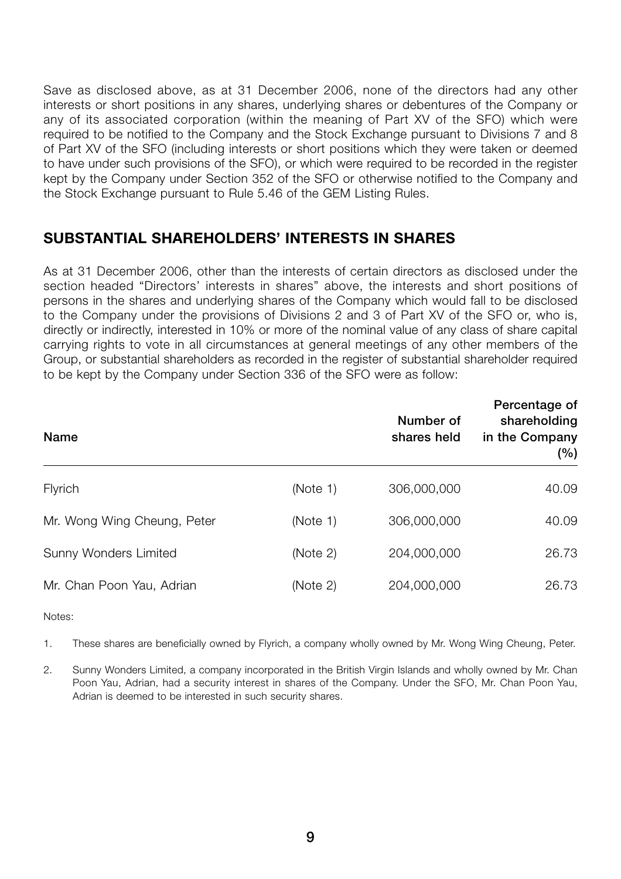Save as disclosed above, as at 31 December 2006, none of the directors had any other interests or short positions in any shares, underlying shares or debentures of the Company or any of its associated corporation (within the meaning of Part XV of the SFO) which were required to be notified to the Company and the Stock Exchange pursuant to Divisions 7 and 8 of Part XV of the SFO (including interests or short positions which they were taken or deemed to have under such provisions of the SFO), or which were required to be recorded in the register kept by the Company under Section 352 of the SFO or otherwise notified to the Company and the Stock Exchange pursuant to Rule 5.46 of the GEM Listing Rules.

## SUBSTANTIAL SHAREHOLDERS' INTERESTS IN SHARES

As at 31 December 2006, other than the interests of certain directors as disclosed under the section headed "Directors' interests in shares" above, the interests and short positions of persons in the shares and underlying shares of the Company which would fall to be disclosed to the Company under the provisions of Divisions 2 and 3 of Part XV of the SFO or, who is, directly or indirectly, interested in 10% or more of the nominal value of any class of share capital carrying rights to vote in all circumstances at general meetings of any other members of the Group, or substantial shareholders as recorded in the register of substantial shareholder required to be kept by the Company under Section 336 of the SFO were as follow:

| Name | | Number of shares held | Percentage of shareholding in the Company (%) |
|---|---|---|---|
| Flyrich | (Note 1) | 306,000,000 | 40.09 |
| Mr. Wong Wing Cheung, Peter | (Note 1) | 306,000,000 | 40.09 |
| Sunny Wonders Limited | (Note 2) | 204,000,000 | 26.73 |
| Mr. Chan Poon Yau, Adrian | (Note 2) | 204,000,000 | 26.73 |

Notes:

1. These shares are beneficially owned by Flyrich, a company wholly owned by Mr. Wong Wing Cheung, Peter.

2. Sunny Wonders Limited, a company incorporated in the British Virgin Islands and wholly owned by Mr. Chan Poon Yau, Adrian, had a security interest in shares of the Company. Under the SFO, Mr. Chan Poon Yau, Adrian is deemed to be interested in such security shares.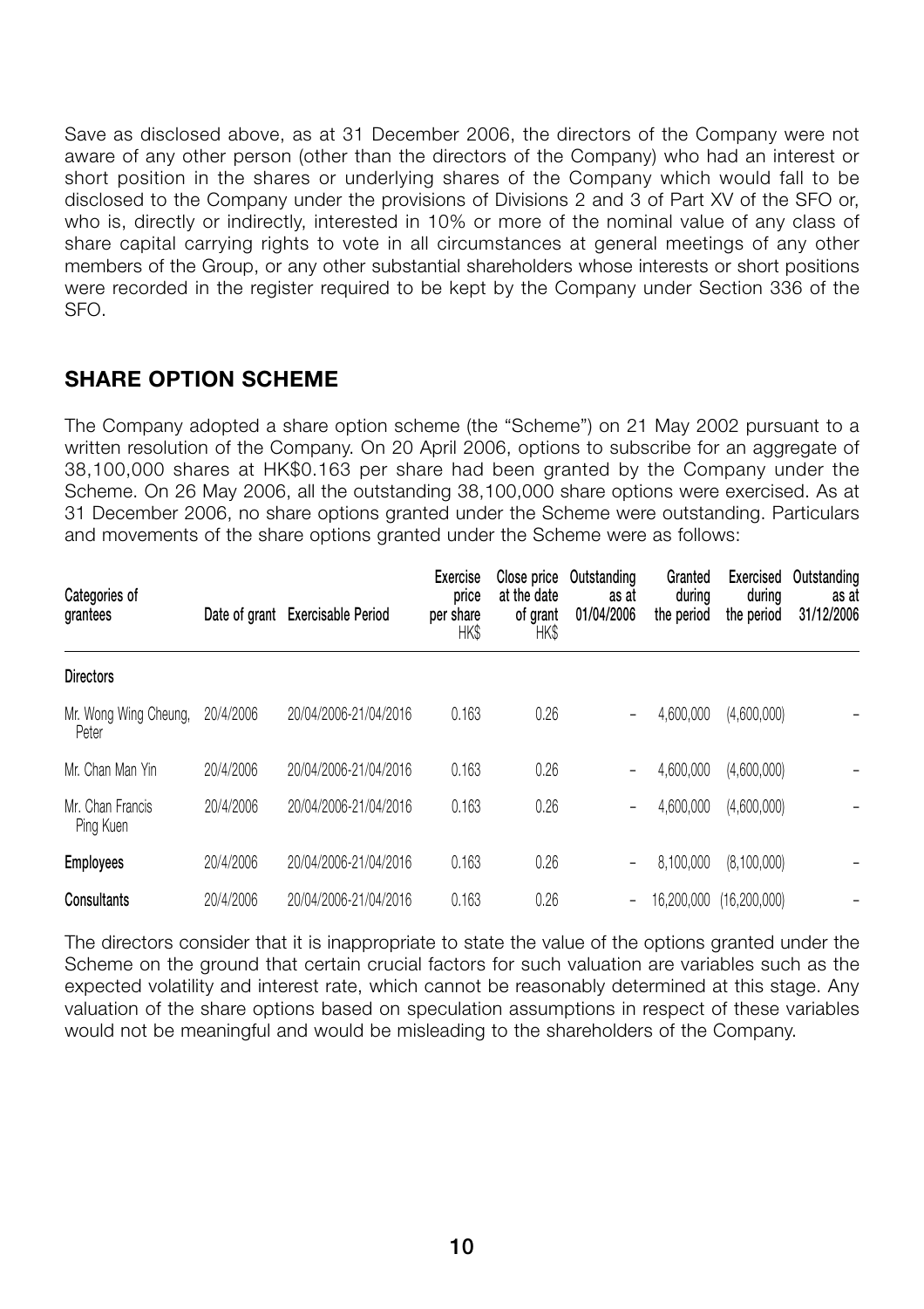Save as disclosed above, as at 31 December 2006, the directors of the Company were not aware of any other person (other than the directors of the Company) who had an interest or short position in the shares or underlying shares of the Company which would fall to be disclosed to the Company under the provisions of Divisions 2 and 3 of Part XV of the SFO or, who is, directly or indirectly, interested in 10% or more of the nominal value of any class of share capital carrying rights to vote in all circumstances at general meetings of any other members of the Group, or any other substantial shareholders whose interests or short positions were recorded in the register required to be kept by the Company under Section 336 of the SFO.

## SHARE OPTION SCHEME

The Company adopted a share option scheme (the "Scheme") on 21 May 2002 pursuant to a written resolution of the Company. On 20 April 2006, options to subscribe for an aggregate of 38,100,000 shares at HK$0.163 per share had been granted by the Company under the Scheme. On 26 May 2006, all the outstanding 38,100,000 share options were exercised. As at 31 December 2006, no share options granted under the Scheme were outstanding. Particulars and movements of the share options granted under the Scheme were as follows:

| Categories of grantees | Date of grant | Exercisable Period | Exercise price per share HK$ | Close price at the date of grant HK$ | Outstanding as at 01/04/2006 | Granted during the period | Exercised during the period | Outstanding as at 31/12/2006 |
|---|---|---|---|---|---|---|---|---|
| **Directors** | | | | | | | | |
| Mr. Wong Wing Cheung, Peter | 20/4/2006 | 20/04/2006-21/04/2016 | 0.163 | 0.26 | – | 4,600,000 | (4,600,000) | – |
| Mr. Chan Man Yin | 20/4/2006 | 20/04/2006-21/04/2016 | 0.163 | 0.26 | – | 4,600,000 | (4,600,000) | – |
| Mr. Chan Francis Ping Kuen | 20/4/2006 | 20/04/2006-21/04/2016 | 0.163 | 0.26 | – | 4,600,000 | (4,600,000) | – |
| **Employees** | 20/4/2006 | 20/04/2006-21/04/2016 | 0.163 | 0.26 | – | 8,100,000 | (8,100,000) | – |
| **Consultants** | 20/4/2006 | 20/04/2006-21/04/2016 | 0.163 | 0.26 | – | 16,200,000 | (16,200,000) | – |

The directors consider that it is inappropriate to state the value of the options granted under the Scheme on the ground that certain crucial factors for such valuation are variables such as the expected volatility and interest rate, which cannot be reasonably determined at this stage. Any valuation of the share options based on speculation assumptions in respect of these variables would not be meaningful and would be misleading to the shareholders of the Company.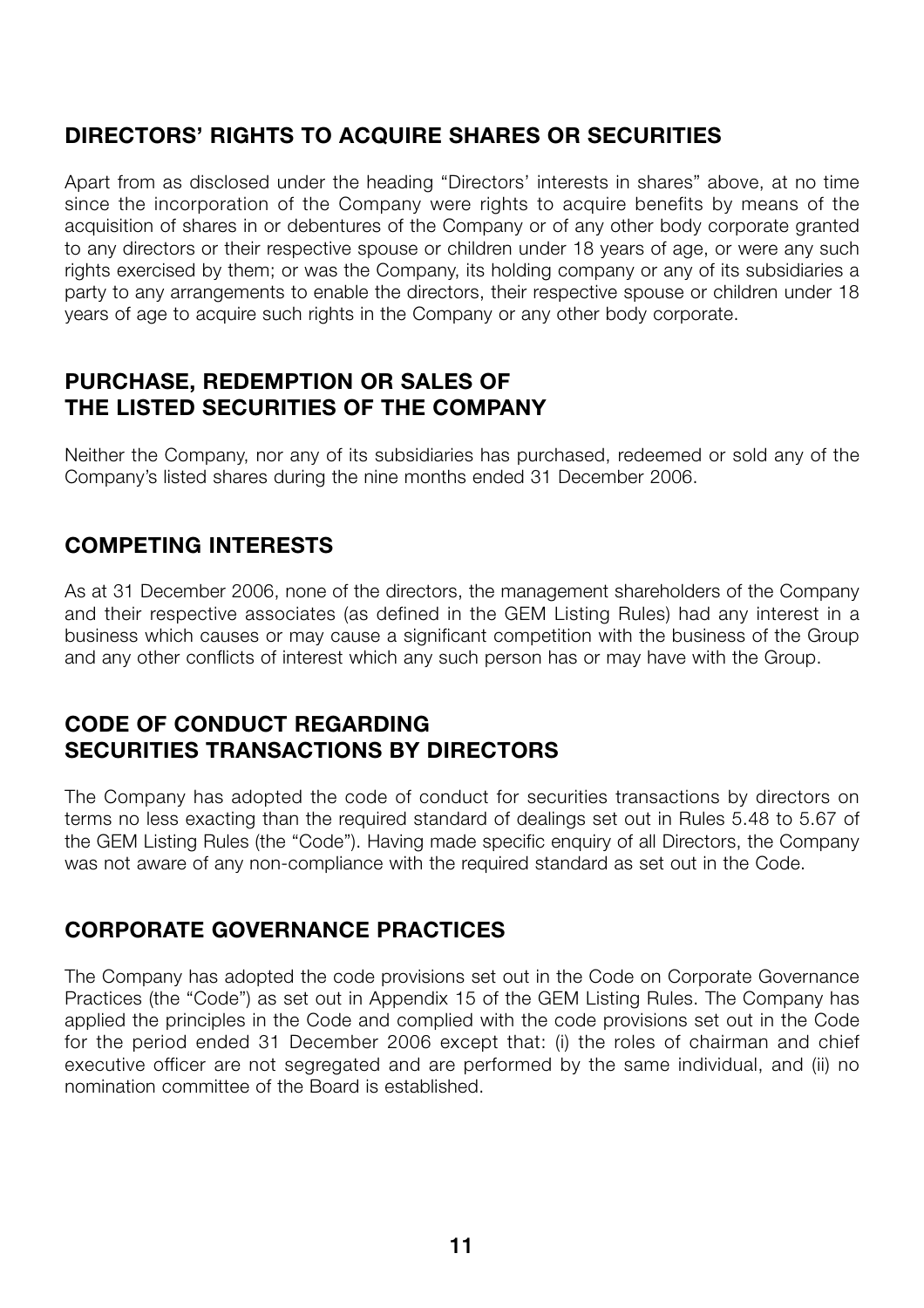## DIRECTORS' RIGHTS TO ACQUIRE SHARES OR SECURITIES

Apart from as disclosed under the heading "Directors' interests in shares" above, at no time since the incorporation of the Company were rights to acquire benefits by means of the acquisition of shares in or debentures of the Company or of any other body corporate granted to any directors or their respective spouse or children under 18 years of age, or were any such rights exercised by them; or was the Company, its holding company or any of its subsidiaries a party to any arrangements to enable the directors, their respective spouse or children under 18 years of age to acquire such rights in the Company or any other body corporate.

## PURCHASE, REDEMPTION OR SALES OF THE LISTED SECURITIES OF THE COMPANY

Neither the Company, nor any of its subsidiaries has purchased, redeemed or sold any of the Company's listed shares during the nine months ended 31 December 2006.

## COMPETING INTERESTS

As at 31 December 2006, none of the directors, the management shareholders of the Company and their respective associates (as defined in the GEM Listing Rules) had any interest in a business which causes or may cause a significant competition with the business of the Group and any other conflicts of interest which any such person has or may have with the Group.

## CODE OF CONDUCT REGARDING SECURITIES TRANSACTIONS BY DIRECTORS

The Company has adopted the code of conduct for securities transactions by directors on terms no less exacting than the required standard of dealings set out in Rules 5.48 to 5.67 of the GEM Listing Rules (the "Code"). Having made specific enquiry of all Directors, the Company was not aware of any non-compliance with the required standard as set out in the Code.

## CORPORATE GOVERNANCE PRACTICES

The Company has adopted the code provisions set out in the Code on Corporate Governance Practices (the "Code") as set out in Appendix 15 of the GEM Listing Rules. The Company has applied the principles in the Code and complied with the code provisions set out in the Code for the period ended 31 December 2006 except that: (i) the roles of chairman and chief executive officer are not segregated and are performed by the same individual, and (ii) no nomination committee of the Board is established.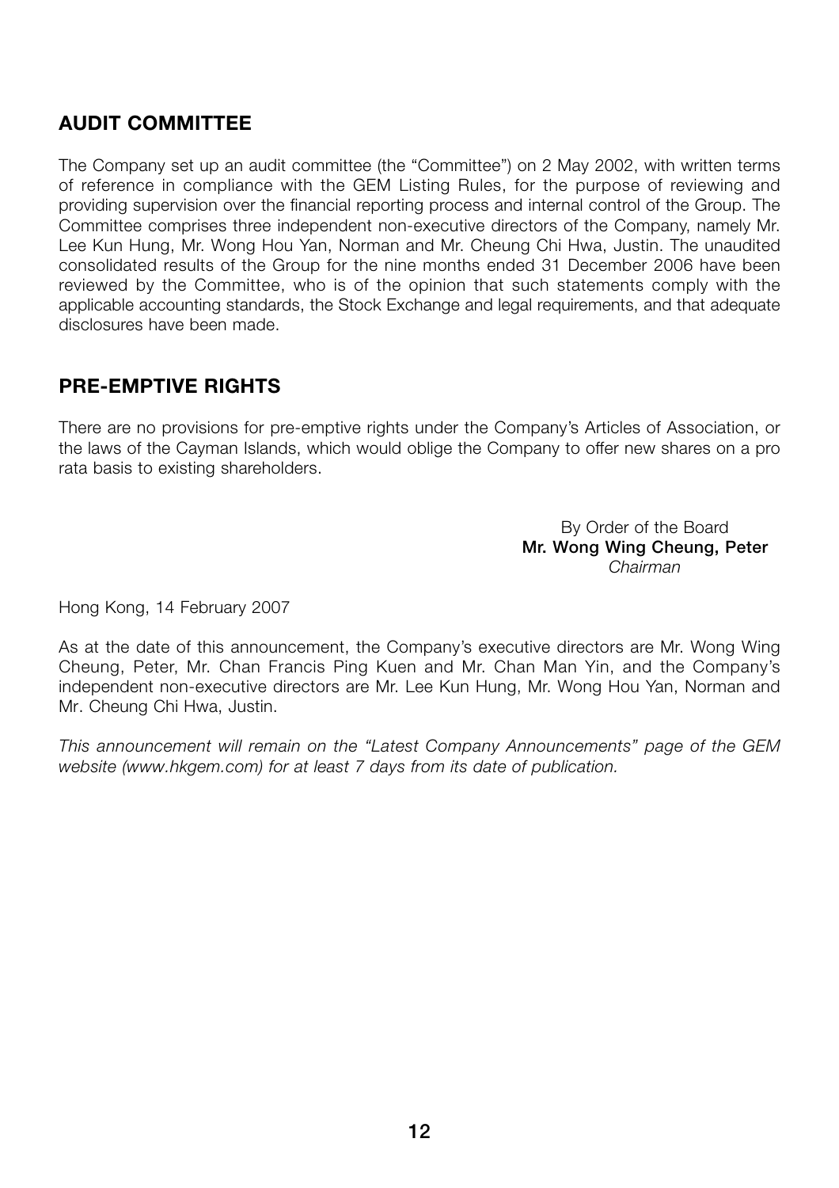## AUDIT COMMITTEE

The Company set up an audit committee (the "Committee") on 2 May 2002, with written terms of reference in compliance with the GEM Listing Rules, for the purpose of reviewing and providing supervision over the financial reporting process and internal control of the Group. The Committee comprises three independent non-executive directors of the Company, namely Mr. Lee Kun Hung, Mr. Wong Hou Yan, Norman and Mr. Cheung Chi Hwa, Justin. The unaudited consolidated results of the Group for the nine months ended 31 December 2006 have been reviewed by the Committee, who is of the opinion that such statements comply with the applicable accounting standards, the Stock Exchange and legal requirements, and that adequate disclosures have been made.

## PRE-EMPTIVE RIGHTS

There are no provisions for pre-emptive rights under the Company's Articles of Association, or the laws of the Cayman Islands, which would oblige the Company to offer new shares on a pro rata basis to existing shareholders.

By Order of the Board
**Mr. Wong Wing Cheung, Peter**
*Chairman*

Hong Kong, 14 February 2007

As at the date of this announcement, the Company's executive directors are Mr. Wong Wing Cheung, Peter, Mr. Chan Francis Ping Kuen and Mr. Chan Man Yin, and the Company's independent non-executive directors are Mr. Lee Kun Hung, Mr. Wong Hou Yan, Norman and Mr. Cheung Chi Hwa, Justin.

*This announcement will remain on the "Latest Company Announcements" page of the GEM website (www.hkgem.com) for at least 7 days from its date of publication.*